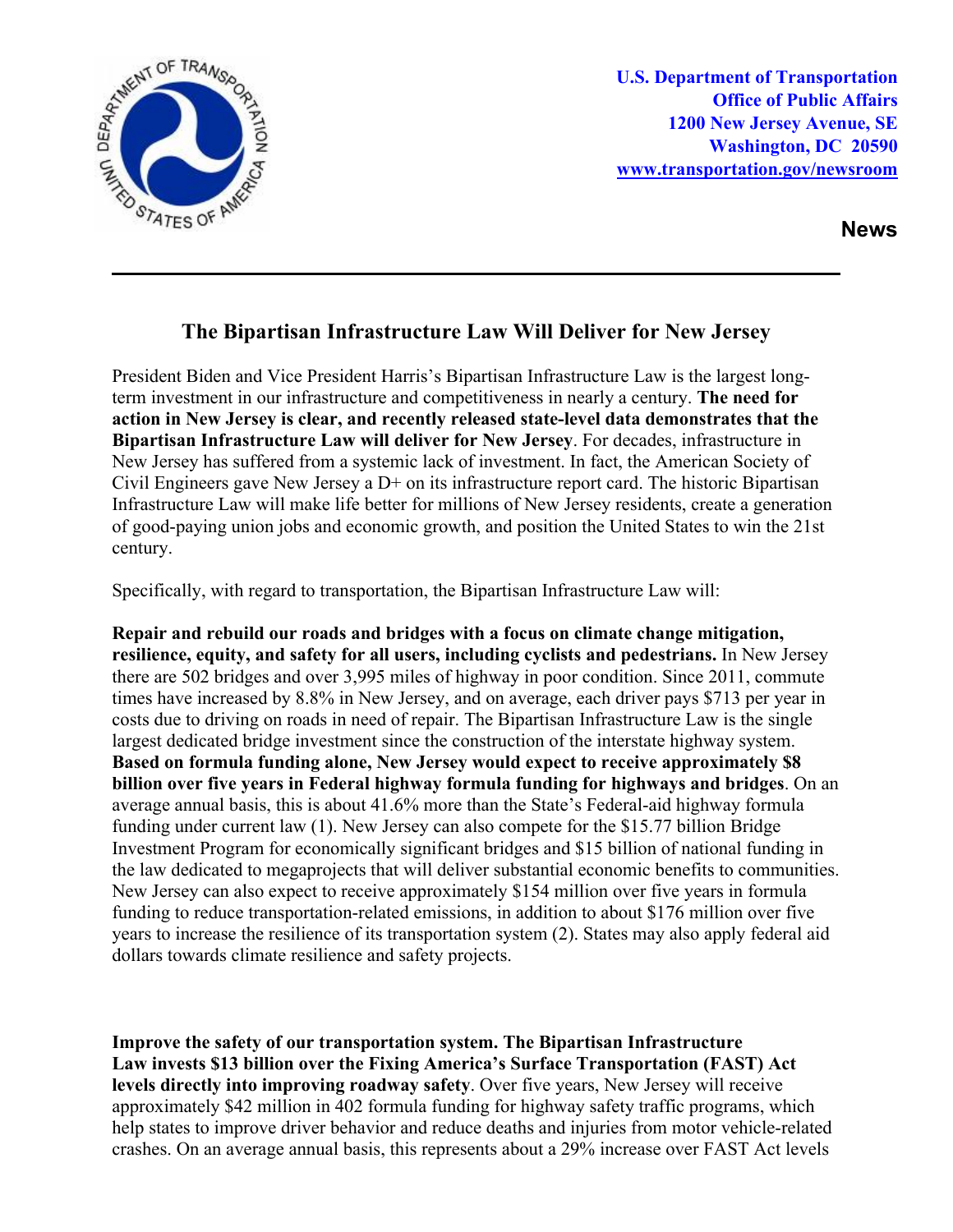U.S. Department of Transportation
Office of Public Affairs
1200 New Jersey Avenue, SE
Washington, DC 20590
www.transportation.gov/newsroom

**News**

# The Bipartisan Infrastructure Law Will Deliver for New Jersey

President Biden and Vice President Harris's Bipartisan Infrastructure Law is the largest long-term investment in our infrastructure and competitiveness in nearly a century. **The need for action in New Jersey is clear, and recently released state-level data demonstrates that the Bipartisan Infrastructure Law will deliver for New Jersey**. For decades, infrastructure in New Jersey has suffered from a systemic lack of investment. In fact, the American Society of Civil Engineers gave New Jersey a D+ on its infrastructure report card. The historic Bipartisan Infrastructure Law will make life better for millions of New Jersey residents, create a generation of good-paying union jobs and economic growth, and position the United States to win the 21st century.

Specifically, with regard to transportation, the Bipartisan Infrastructure Law will:

**Repair and rebuild our roads and bridges with a focus on climate change mitigation, resilience, equity, and safety for all users, including cyclists and pedestrians.** In New Jersey there are 502 bridges and over 3,995 miles of highway in poor condition. Since 2011, commute times have increased by 8.8% in New Jersey, and on average, each driver pays $713 per year in costs due to driving on roads in need of repair. The Bipartisan Infrastructure Law is the single largest dedicated bridge investment since the construction of the interstate highway system. **Based on formula funding alone, New Jersey would expect to receive approximately $8 billion over five years in Federal highway formula funding for highways and bridges**. On an average annual basis, this is about 41.6% more than the State's Federal-aid highway formula funding under current law (1). New Jersey can also compete for the $15.77 billion Bridge Investment Program for economically significant bridges and $15 billion of national funding in the law dedicated to megaprojects that will deliver substantial economic benefits to communities. New Jersey can also expect to receive approximately $154 million over five years in formula funding to reduce transportation-related emissions, in addition to about $176 million over five years to increase the resilience of its transportation system (2). States may also apply federal aid dollars towards climate resilience and safety projects.

**Improve the safety of our transportation system. The Bipartisan Infrastructure Law invests $13 billion over the Fixing America's Surface Transportation (FAST) Act levels directly into improving roadway safety**. Over five years, New Jersey will receive approximately $42 million in 402 formula funding for highway safety traffic programs, which help states to improve driver behavior and reduce deaths and injuries from motor vehicle-related crashes. On an average annual basis, this represents about a 29% increase over FAST Act levels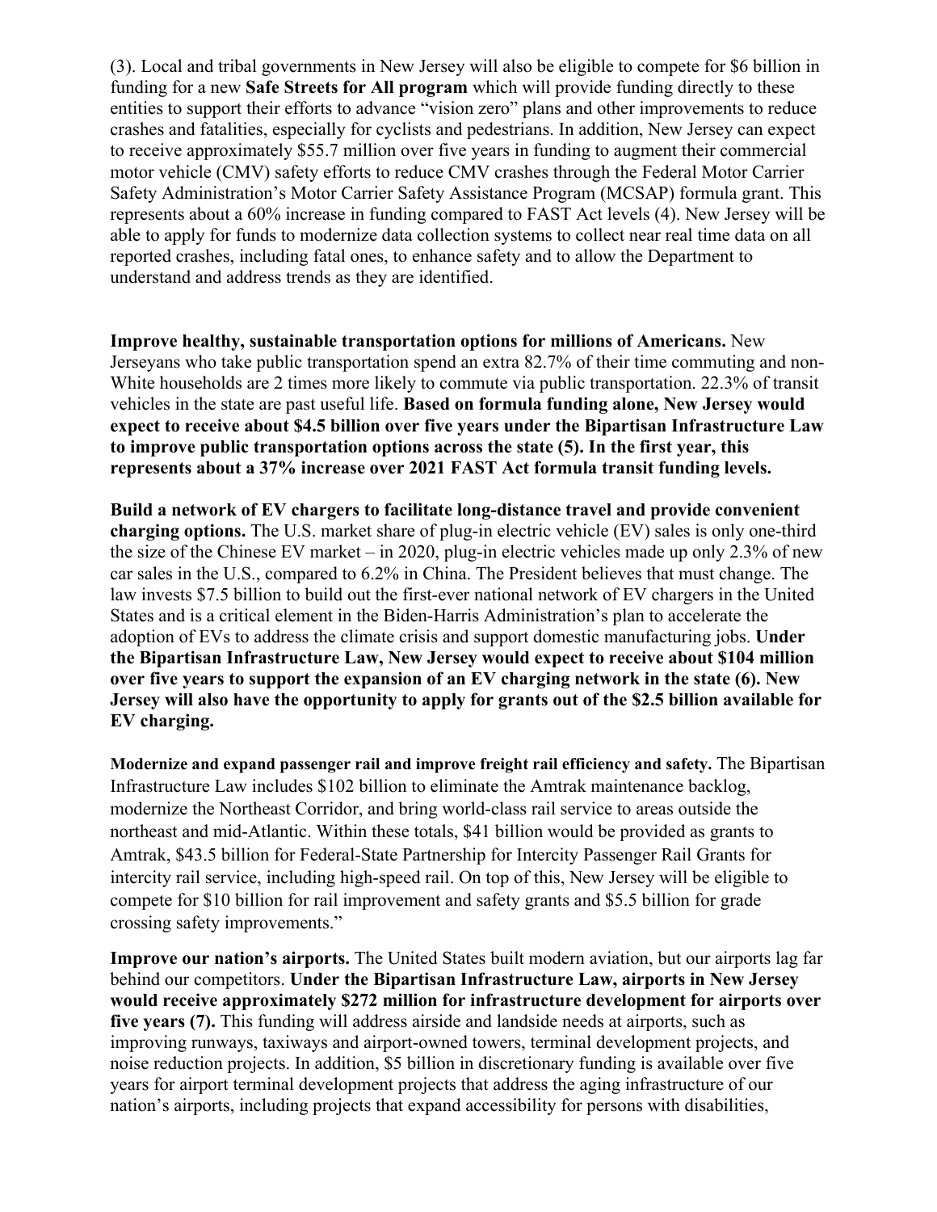(3). Local and tribal governments in New Jersey will also be eligible to compete for $6 billion in funding for a new **Safe Streets for All program** which will provide funding directly to these entities to support their efforts to advance "vision zero" plans and other improvements to reduce crashes and fatalities, especially for cyclists and pedestrians. In addition, New Jersey can expect to receive approximately $55.7 million over five years in funding to augment their commercial motor vehicle (CMV) safety efforts to reduce CMV crashes through the Federal Motor Carrier Safety Administration's Motor Carrier Safety Assistance Program (MCSAP) formula grant. This represents about a 60% increase in funding compared to FAST Act levels (4). New Jersey will be able to apply for funds to modernize data collection systems to collect near real time data on all reported crashes, including fatal ones, to enhance safety and to allow the Department to understand and address trends as they are identified.

**Improve healthy, sustainable transportation options for millions of Americans.** New Jerseyans who take public transportation spend an extra 82.7% of their time commuting and non-White households are 2 times more likely to commute via public transportation. 22.3% of transit vehicles in the state are past useful life. **Based on formula funding alone, New Jersey would expect to receive about $4.5 billion over five years under the Bipartisan Infrastructure Law to improve public transportation options across the state (5). In the first year, this represents about a 37% increase over 2021 FAST Act formula transit funding levels.**

**Build a network of EV chargers to facilitate long-distance travel and provide convenient charging options.** The U.S. market share of plug-in electric vehicle (EV) sales is only one-third the size of the Chinese EV market – in 2020, plug-in electric vehicles made up only 2.3% of new car sales in the U.S., compared to 6.2% in China. The President believes that must change. The law invests $7.5 billion to build out the first-ever national network of EV chargers in the United States and is a critical element in the Biden-Harris Administration's plan to accelerate the adoption of EVs to address the climate crisis and support domestic manufacturing jobs. **Under the Bipartisan Infrastructure Law, New Jersey would expect to receive about $104 million over five years to support the expansion of an EV charging network in the state (6). New Jersey will also have the opportunity to apply for grants out of the $2.5 billion available for EV charging.**

**Modernize and expand passenger rail and improve freight rail efficiency and safety.** The Bipartisan Infrastructure Law includes $102 billion to eliminate the Amtrak maintenance backlog, modernize the Northeast Corridor, and bring world-class rail service to areas outside the northeast and mid-Atlantic. Within these totals, $41 billion would be provided as grants to Amtrak, $43.5 billion for Federal-State Partnership for Intercity Passenger Rail Grants for intercity rail service, including high-speed rail. On top of this, New Jersey will be eligible to compete for $10 billion for rail improvement and safety grants and $5.5 billion for grade crossing safety improvements."

**Improve our nation's airports.** The United States built modern aviation, but our airports lag far behind our competitors. **Under the Bipartisan Infrastructure Law, airports in New Jersey would receive approximately $272 million for infrastructure development for airports over five years (7).** This funding will address airside and landside needs at airports, such as improving runways, taxiways and airport-owned towers, terminal development projects, and noise reduction projects. In addition, $5 billion in discretionary funding is available over five years for airport terminal development projects that address the aging infrastructure of our nation's airports, including projects that expand accessibility for persons with disabilities,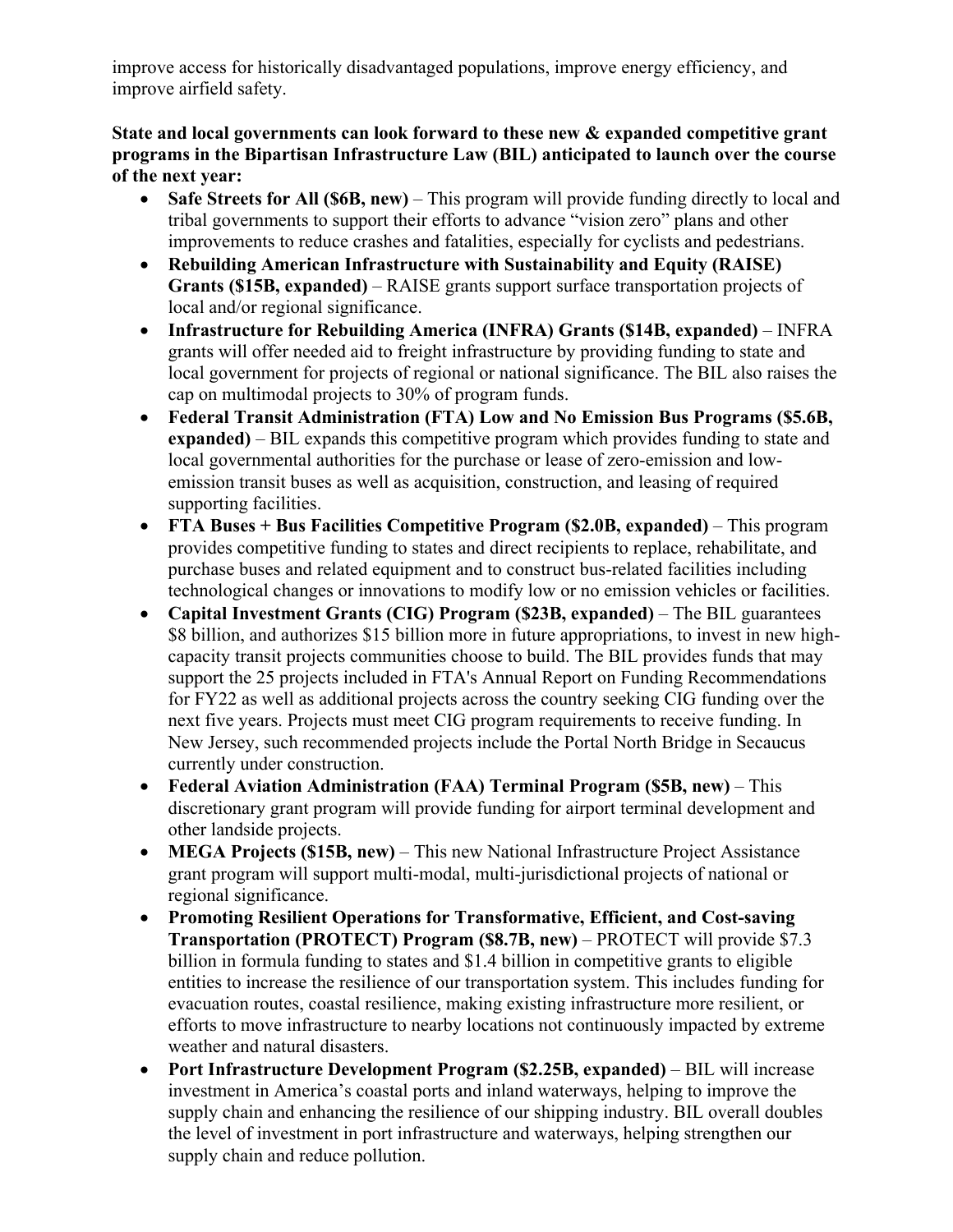improve access for historically disadvantaged populations, improve energy efficiency, and improve airfield safety.

**State and local governments can look forward to these new & expanded competitive grant programs in the Bipartisan Infrastructure Law (BIL) anticipated to launch over the course of the next year:**

- **Safe Streets for All ($6B, new)** – This program will provide funding directly to local and tribal governments to support their efforts to advance "vision zero" plans and other improvements to reduce crashes and fatalities, especially for cyclists and pedestrians.
- **Rebuilding American Infrastructure with Sustainability and Equity (RAISE) Grants ($15B, expanded)** – RAISE grants support surface transportation projects of local and/or regional significance.
- **Infrastructure for Rebuilding America (INFRA) Grants ($14B, expanded)** – INFRA grants will offer needed aid to freight infrastructure by providing funding to state and local government for projects of regional or national significance. The BIL also raises the cap on multimodal projects to 30% of program funds.
- **Federal Transit Administration (FTA) Low and No Emission Bus Programs ($5.6B, expanded)** – BIL expands this competitive program which provides funding to state and local governmental authorities for the purchase or lease of zero-emission and low-emission transit buses as well as acquisition, construction, and leasing of required supporting facilities.
- **FTA Buses + Bus Facilities Competitive Program ($2.0B, expanded)** – This program provides competitive funding to states and direct recipients to replace, rehabilitate, and purchase buses and related equipment and to construct bus-related facilities including technological changes or innovations to modify low or no emission vehicles or facilities.
- **Capital Investment Grants (CIG) Program ($23B, expanded)** – The BIL guarantees $8 billion, and authorizes $15 billion more in future appropriations, to invest in new high-capacity transit projects communities choose to build. The BIL provides funds that may support the 25 projects included in FTA's Annual Report on Funding Recommendations for FY22 as well as additional projects across the country seeking CIG funding over the next five years. Projects must meet CIG program requirements to receive funding. In New Jersey, such recommended projects include the Portal North Bridge in Secaucus currently under construction.
- **Federal Aviation Administration (FAA) Terminal Program ($5B, new)** – This discretionary grant program will provide funding for airport terminal development and other landside projects.
- **MEGA Projects ($15B, new)** – This new National Infrastructure Project Assistance grant program will support multi-modal, multi-jurisdictional projects of national or regional significance.
- **Promoting Resilient Operations for Transformative, Efficient, and Cost-saving Transportation (PROTECT) Program ($8.7B, new)** – PROTECT will provide $7.3 billion in formula funding to states and $1.4 billion in competitive grants to eligible entities to increase the resilience of our transportation system. This includes funding for evacuation routes, coastal resilience, making existing infrastructure more resilient, or efforts to move infrastructure to nearby locations not continuously impacted by extreme weather and natural disasters.
- **Port Infrastructure Development Program ($2.25B, expanded)** – BIL will increase investment in America's coastal ports and inland waterways, helping to improve the supply chain and enhancing the resilience of our shipping industry. BIL overall doubles the level of investment in port infrastructure and waterways, helping strengthen our supply chain and reduce pollution.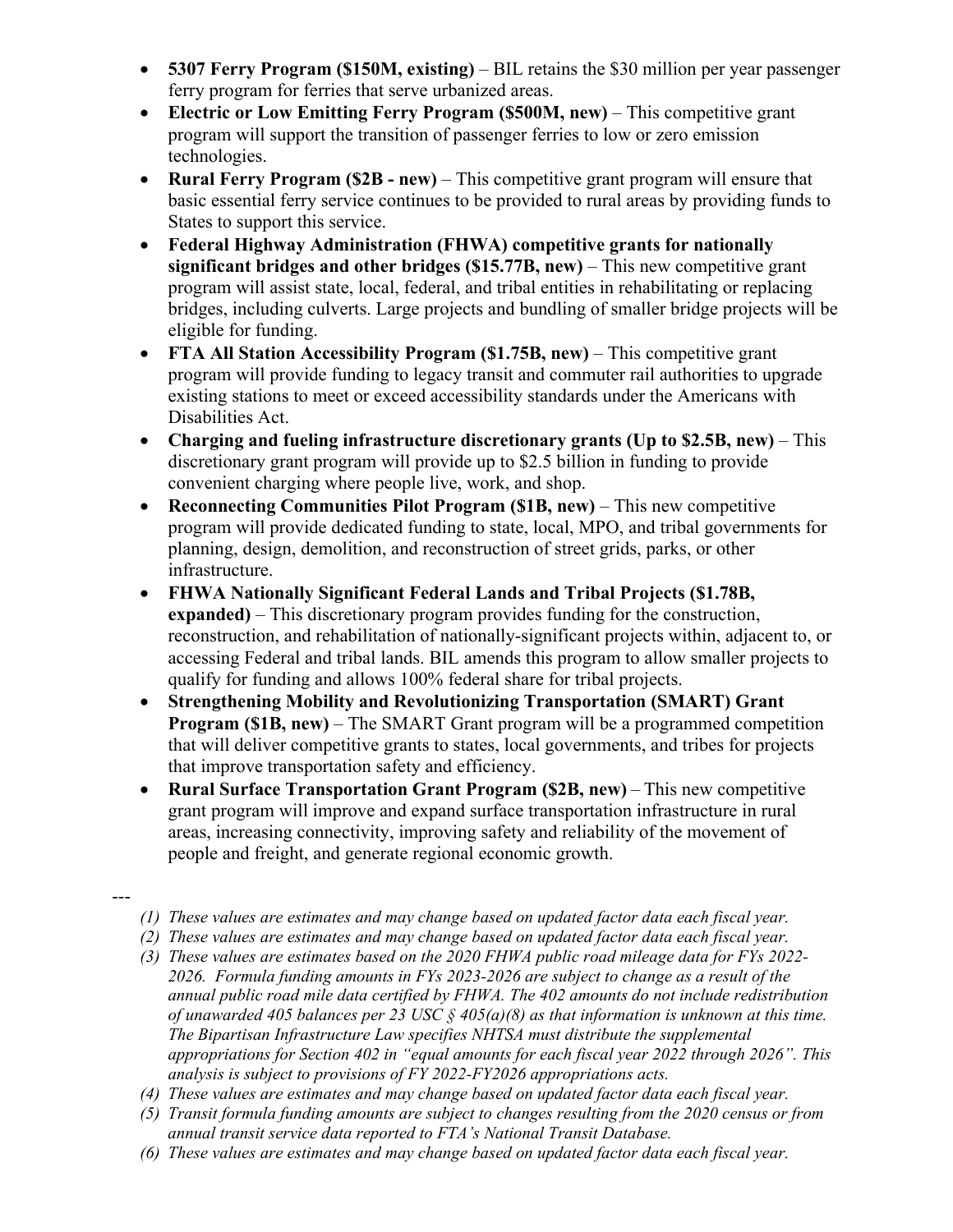- **5307 Ferry Program ($150M, existing)** – BIL retains the $30 million per year passenger ferry program for ferries that serve urbanized areas.
- **Electric or Low Emitting Ferry Program ($500M, new)** – This competitive grant program will support the transition of passenger ferries to low or zero emission technologies.
- **Rural Ferry Program ($2B - new)** – This competitive grant program will ensure that basic essential ferry service continues to be provided to rural areas by providing funds to States to support this service.
- **Federal Highway Administration (FHWA) competitive grants for nationally significant bridges and other bridges ($15.77B, new)** – This new competitive grant program will assist state, local, federal, and tribal entities in rehabilitating or replacing bridges, including culverts. Large projects and bundling of smaller bridge projects will be eligible for funding.
- **FTA All Station Accessibility Program ($1.75B, new)** – This competitive grant program will provide funding to legacy transit and commuter rail authorities to upgrade existing stations to meet or exceed accessibility standards under the Americans with Disabilities Act.
- **Charging and fueling infrastructure discretionary grants (Up to $2.5B, new)** – This discretionary grant program will provide up to $2.5 billion in funding to provide convenient charging where people live, work, and shop.
- **Reconnecting Communities Pilot Program ($1B, new)** – This new competitive program will provide dedicated funding to state, local, MPO, and tribal governments for planning, design, demolition, and reconstruction of street grids, parks, or other infrastructure.
- **FHWA Nationally Significant Federal Lands and Tribal Projects ($1.78B, expanded)** – This discretionary program provides funding for the construction, reconstruction, and rehabilitation of nationally-significant projects within, adjacent to, or accessing Federal and tribal lands. BIL amends this program to allow smaller projects to qualify for funding and allows 100% federal share for tribal projects.
- **Strengthening Mobility and Revolutionizing Transportation (SMART) Grant Program ($1B, new)** – The SMART Grant program will be a programmed competition that will deliver competitive grants to states, local governments, and tribes for projects that improve transportation safety and efficiency.
- **Rural Surface Transportation Grant Program ($2B, new)** – This new competitive grant program will improve and expand surface transportation infrastructure in rural areas, increasing connectivity, improving safety and reliability of the movement of people and freight, and generate regional economic growth.

---

1. *These values are estimates and may change based on updated factor data each fiscal year.*
2. *These values are estimates and may change based on updated factor data each fiscal year.*
3. *These values are estimates based on the 2020 FHWA public road mileage data for FYs 2022-2026. Formula funding amounts in FYs 2023-2026 are subject to change as a result of the annual public road mile data certified by FHWA. The 402 amounts do not include redistribution of unawarded 405 balances per 23 USC § 405(a)(8) as that information is unknown at this time. The Bipartisan Infrastructure Law specifies NHTSA must distribute the supplemental appropriations for Section 402 in "equal amounts for each fiscal year 2022 through 2026". This analysis is subject to provisions of FY 2022-FY2026 appropriations acts.*
4. *These values are estimates and may change based on updated factor data each fiscal year.*
5. *Transit formula funding amounts are subject to changes resulting from the 2020 census or from annual transit service data reported to FTA's National Transit Database.*
6. *These values are estimates and may change based on updated factor data each fiscal year.*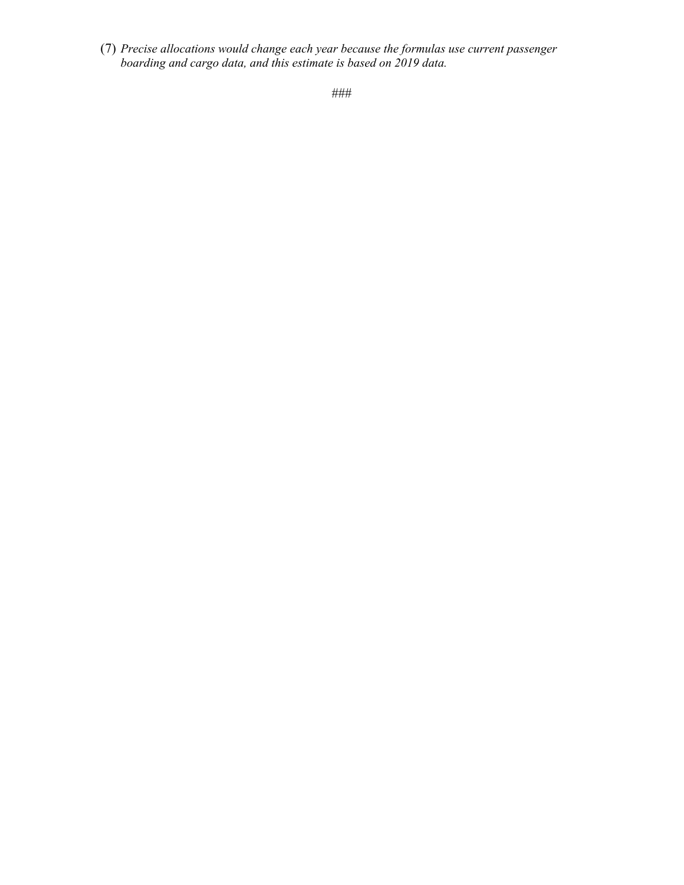(7) *Precise allocations would change each year because the formulas use current passenger boarding and cargo data, and this estimate is based on 2019 data.*

###